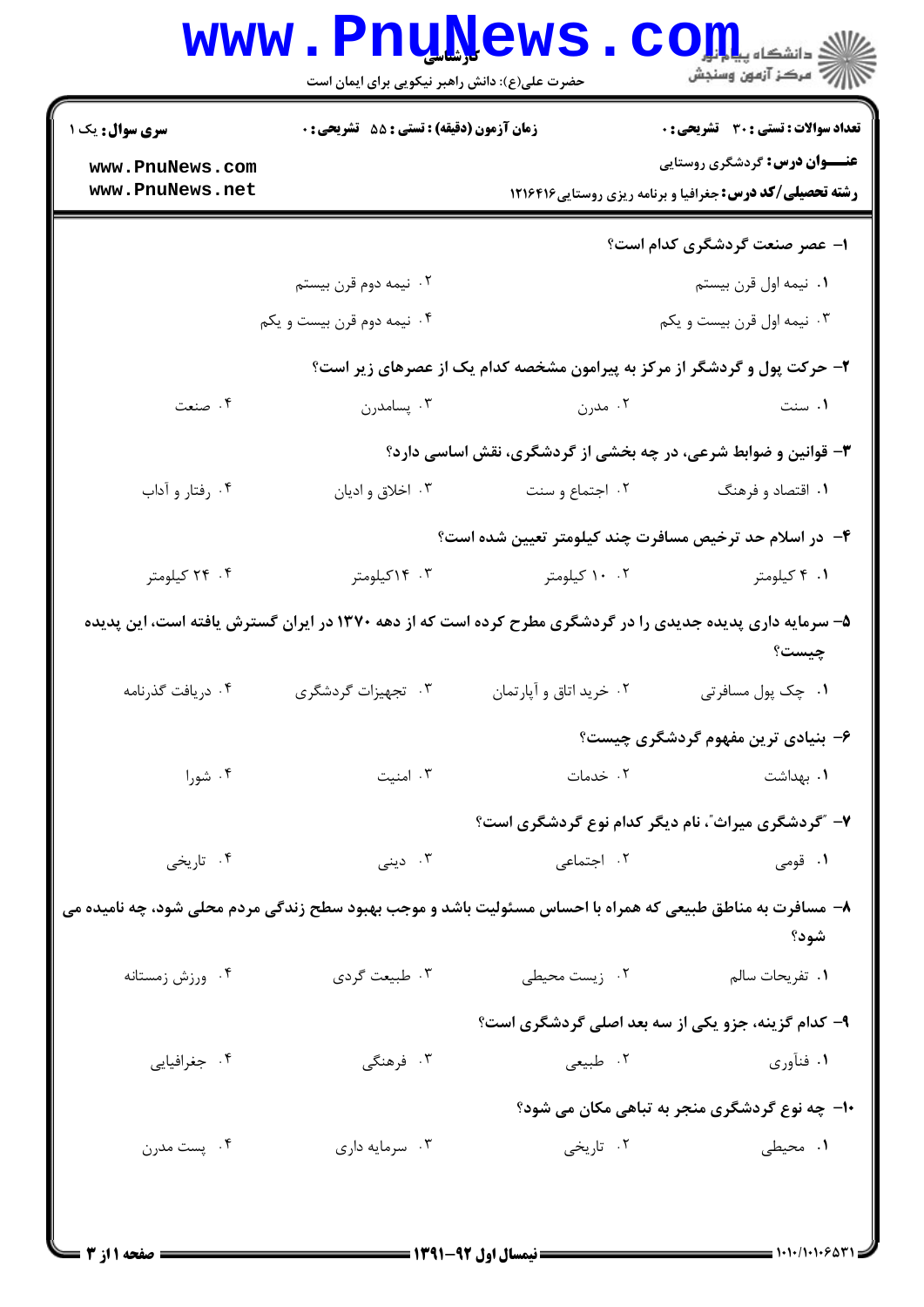**سری سوال:** یک ۱

**زمان آزمون (دقیقه) : تستی : ۵۵ تشریحی : ۰**

**تعداد سوالات : تستی : ۳۰ تشریحی : ۰**

**عنـــوان درس:** گردشگری روستایی

**رشته تحصیلی/کد درس:** جغرافیا و برنامه ریزی روستایی ۱۲۱۶۴۱۶

۱- عصر صنعت گردشگری کدام است؟

۱. نیمه اول قرن بیستم
۲. نیمه دوم قرن بیستم
۳. نیمه اول قرن بیست و یکم
۴. نیمه دوم قرن بیست و یکم

۲- حرکت پول و گردشگر از مرکز به پیرامون مشخصه کدام یک از عصرهای زیر است؟

۱. سنت
۲. مدرن
۳. پسامدرن
۴. صنعت

۳- قوانین و ضوابط شرعی، در چه بخشی از گردشگری، نقش اساسی دارد؟

۱. اقتصاد و فرهنگ
۲. اجتماع و سنت
۳. اخلاق و ادیان
۴. رفتار و آداب

۴- در اسلام حد ترخیص مسافرت چند کیلومتر تعیین شده است؟

۱. ۴ کیلومتر
۲. ۱۰ کیلومتر
۳. ۱۴کیلومتر
۴. ۲۴ کیلومتر

۵- سرمایه داری پدیده جدیدی را در گردشگری مطرح کرده است که از دهه ۱۳۷۰ در ایران گسترش یافته است، این پدیده چیست؟

۱. چک پول مسافرتی
۲. خرید اتاق و آپارتمان
۳. تجهیزات گردشگری
۴. دریافت گذرنامه

۶- بنیادی ترین مفهوم گردشگری چیست؟

۱. بهداشت
۲. خدمات
۳. امنیت
۴. شورا

۷- "گردشگری میراث"، نام دیگر کدام نوع گردشگری است؟

۱. قومی
۲. اجتماعی
۳. دینی
۴. تاریخی

۸- مسافرت به مناطق طبیعی که همراه با احساس مسئولیت باشد و موجب بهبود سطح زندگی مردم محلی شود، چه نامیده می شود؟

۱. تفریحات سالم
۲. زیست محیطی
۳. طبیعت گردی
۴. ورزش زمستانه

۹- کدام گزینه، جزو یکی از سه بعد اصلی گردشگری است؟

۱. فنآوری
۲. طبیعی
۳. فرهنگی
۴. جغرافیایی

۱۰- چه نوع گردشگری منجر به تباهی مکان می شود؟

۱. محیطی
۲. تاریخی
۳. سرمایه داری
۴. پست مدرن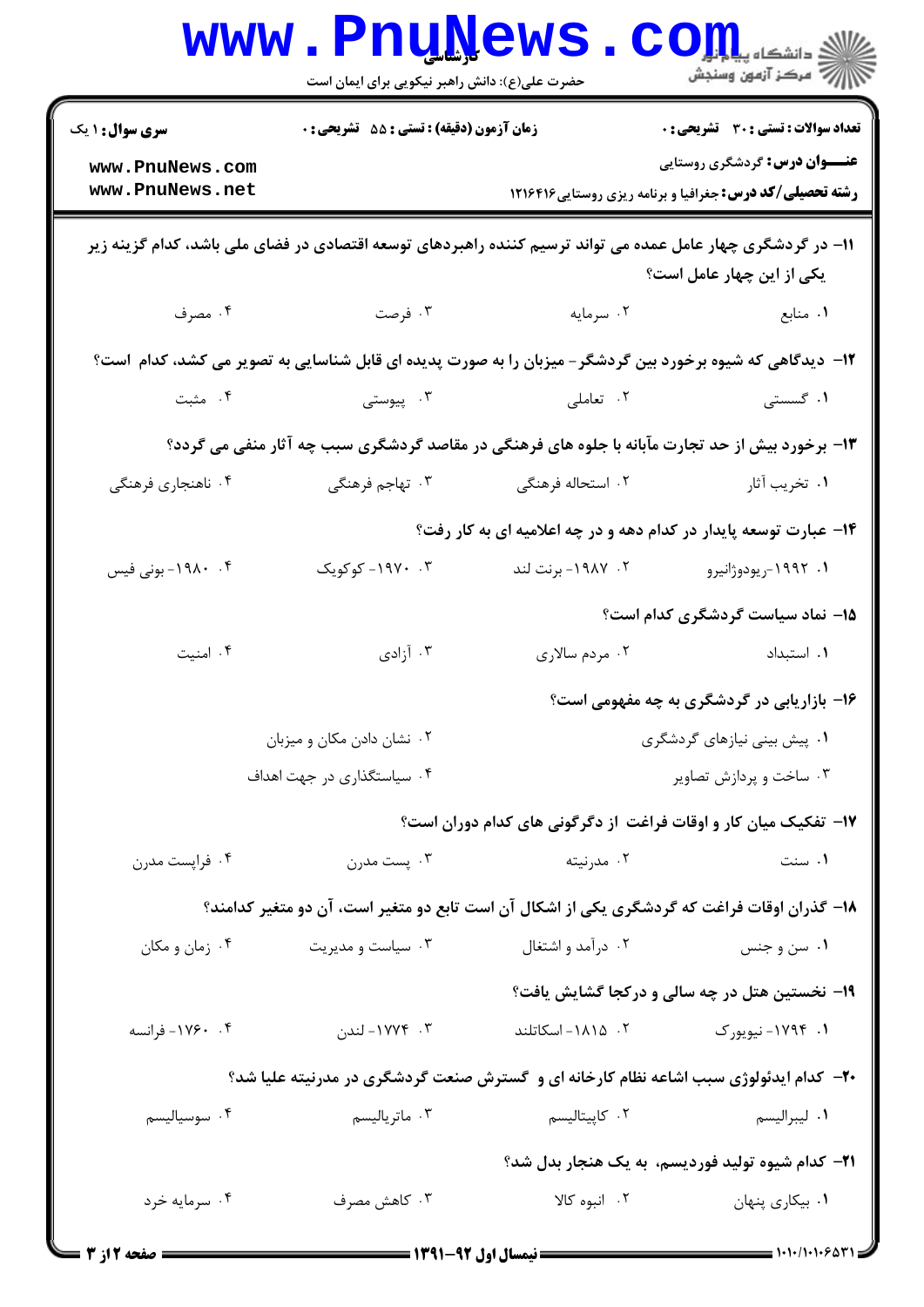**سری سوال:** ۱ یک

**زمان آزمون (دقیقه) : تستی :** ۵۵ **تشریحی :** ۰

**تعداد سوالات : تستی :** ۳۰ **تشریحی :** ۰

**عنـــوان درس:** گردشگری روستایی

**رشته تحصیلی/کد درس:** جغرافیا و برنامه ریزی روستایی۱۲۱۶۴۱۶

۱۱- در گردشگری چهار عامل عمده می تواند ترسیم کننده راهبردهای توسعه اقتصادی در فضای ملی باشد، کدام گزینه زیر یکی از این چهار عامل است؟

۱. منابع
۲. سرمایه
۳. فرصت
۴. مصرف

۱۲- دیدگاهی که شیوه برخورد بین گردشگر- میزبان را به صورت پدیده ای قابل شناسایی به تصویر می کشد، کدام است؟

۱. گسستی
۲. تعاملی
۳. پیوستی
۴. مثبت

۱۳- برخورد بیش از حد تجارت مآبانه با جلوه های فرهنگی در مقاصد گردشگری سبب چه آثار منفی می گردد؟

۱. تخریب آثار
۲. استحاله فرهنگی
۳. تهاجم فرهنگی
۴. ناهنجاری فرهنگی

۱۴- عبارت توسعه پایدار در کدام دهه و در چه اعلامیه ای به کار رفت؟

۱. ۱۹۹۲-ریودوژانیرو
۲. ۱۹۸۷- برنت لند
۳. ۱۹۷۰- کوکویک
۴. ۱۹۸۰- بونی فیس

۱۵- نماد سیاست گردشگری کدام است؟

۱. استبداد
۲. مردم سالاری
۳. آزادی
۴. امنیت

۱۶- بازاریابی در گردشگری به چه مفهومی است؟

۱. پیش بینی نیازهای گردشگری
۲. نشان دادن مکان و میزبان
۳. ساخت و پردازش تصاویر
۴. سیاستگذاری در جهت اهداف

۱۷- تفکیک میان کار و اوقات فراغت از دگرگونی های کدام دوران است؟

۱. سنت
۲. مدرنیته
۳. پست مدرن
۴. فراپست مدرن

۱۸- گذران اوقات فراغت که گردشگری یکی از اشکال آن است تابع دو متغیر است، آن دو متغیر کدامند؟

۱. سن و جنس
۲. درآمد و اشتغال
۳. سیاست و مدیریت
۴. زمان و مکان

۱۹- نخستین هتل در چه سالی و درکجا گشایش یافت؟

۱. ۱۷۹۴- نیویورک
۲. ۱۸۱۵- اسکاتلند
۳. ۱۷۷۴- لندن
۴. ۱۷۶۰- فرانسه

۲۰- کدام ایدئولوژی سبب اشاعه نظام کارخانه ای و گسترش صنعت گردشگری در مدرنیته علیا شد؟

۱. لیبرالیسم
۲. کاپیتالیسم
۳. ماتریالیسم
۴. سوسیالیسم

۲۱- کدام شیوه تولید فوردیسم، به یک هنجار بدل شد؟

۱. بیکاری پنهان
۲. انبوه کالا
۳. کاهش مصرف
۴. سرمایه خرد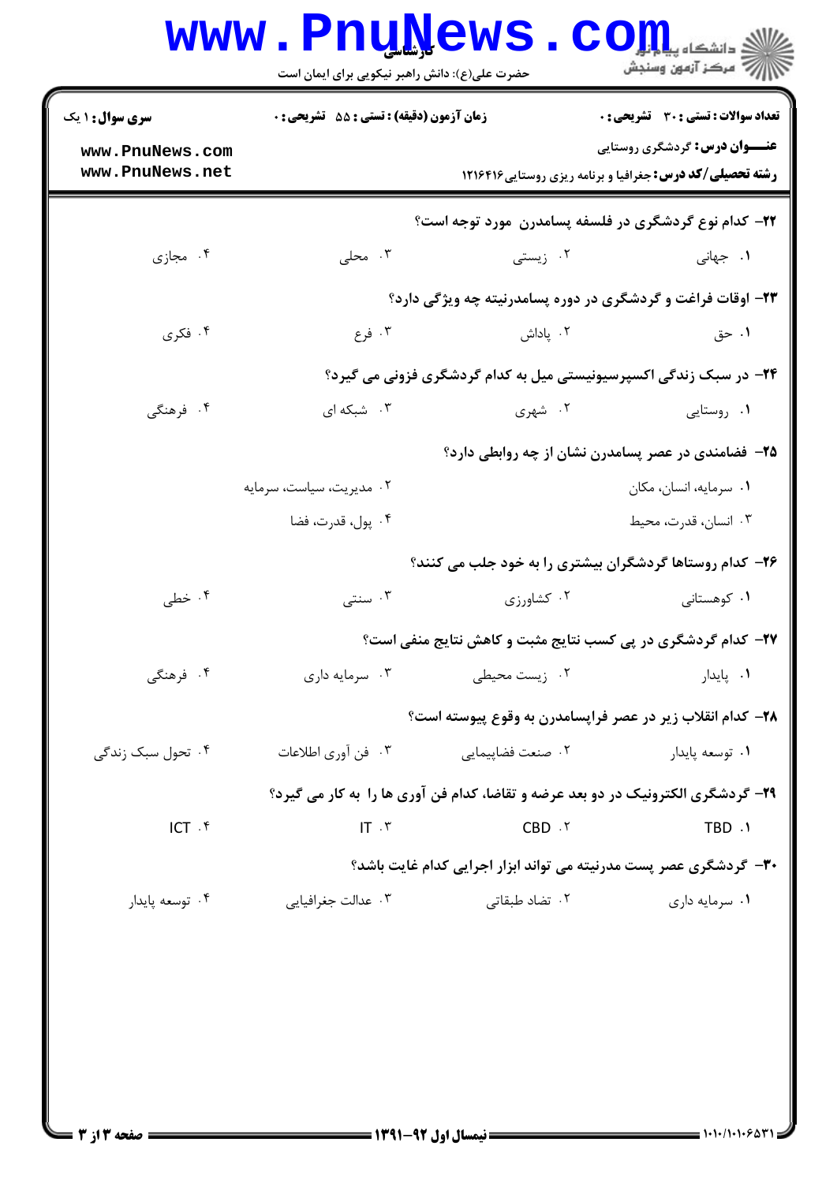۲۲- کدام نوع گردشگری در فلسفه پسامدرن مورد توجه است؟

۱. جهانی
۲. زیستی
۳. محلی
۴. مجازی

۲۳- اوقات فراغت و گردشگری در دوره پسامدرنیته چه ویژگی دارد؟

۱. حق
۲. پاداش
۳. فرع
۴. فکری

۲۴- در سبک زندگی اکسپرسیونیستی میل به کدام گردشگری فزونی می گیرد؟

۱. روستایی
۲. شهری
۳. شبکه ای
۴. فرهنگی

۲۵- فضامندی در عصر پسامدرن نشان از چه روابطی دارد؟

۱. سرمایه، انسان، مکان
۲. مدیریت، سیاست، سرمایه
۳. انسان، قدرت، محیط
۴. پول، قدرت، فضا

۲۶- کدام روستاها گردشگران بیشتری را به خود جلب می کنند؟

۱. کوهستانی
۲. کشاورزی
۳. سنتی
۴. خطی

۲۷- کدام گردشگری در پی کسب نتایج مثبت و کاهش نتایج منفی است؟

۱. پایدار
۲. زیست محیطی
۳. سرمایه داری
۴. فرهنگی

۲۸- کدام انقلاب زیر در عصر فراپسامدرن به وقوع پیوسته است؟

۱. توسعه پایدار
۲. صنعت فضاپیمایی
۳. فن آوری اطلاعات
۴. تحول سبک زندگی

۲۹- گردشگری الکترونیک در دو بعد عرضه و تقاضا، کدام فن آوری ها را به کار می گیرد؟

۱. TBD
۲. CBD
۳. IT
۴. ICT

۳۰- گردشگری عصر پست مدرنیته می تواند ابزار اجرایی کدام غایت باشد؟

۱. سرمایه داری
۲. تضاد طبقاتی
۳. عدالت جغرافیایی
۴. توسعه پایدار